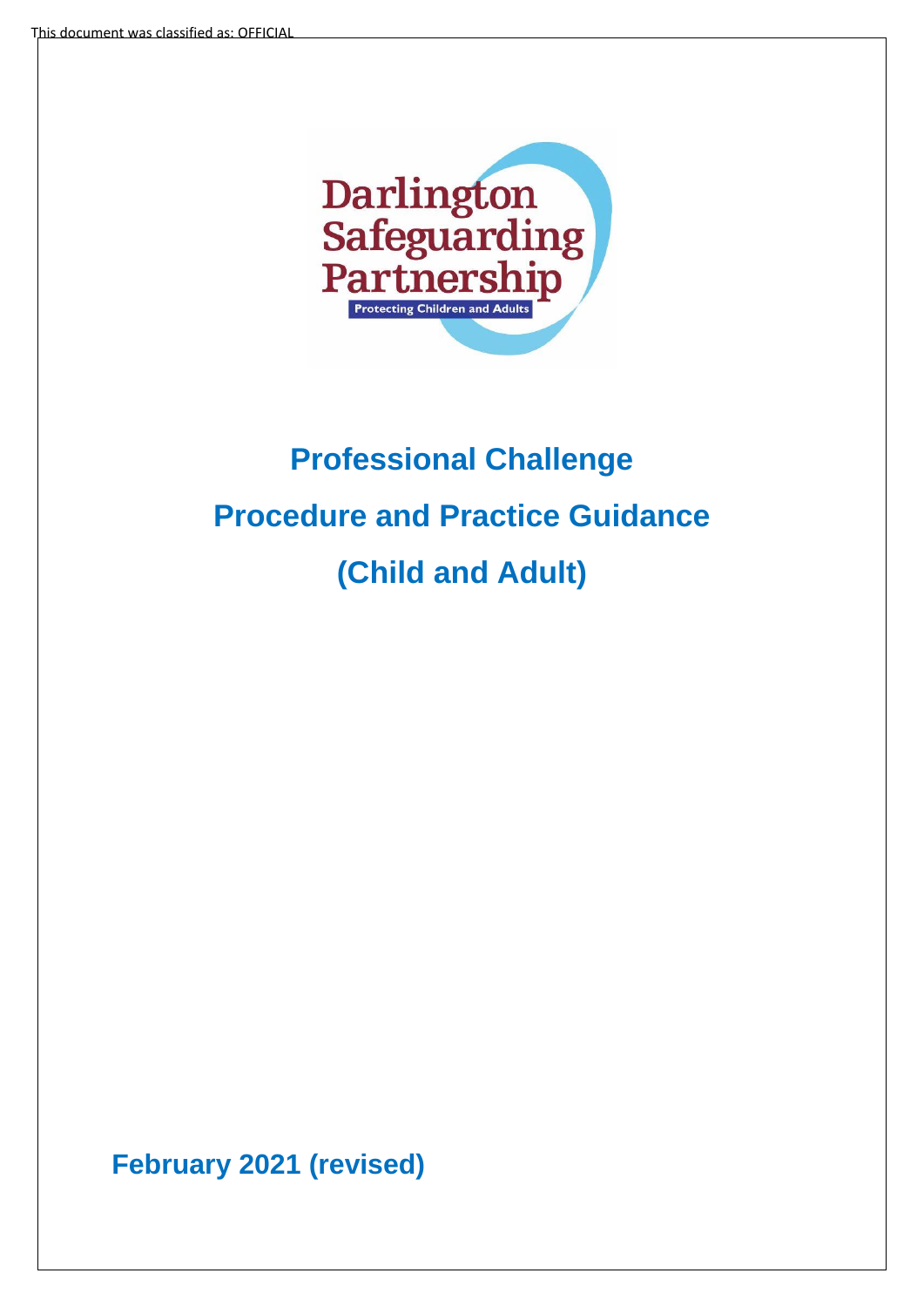This document was classified as: OFFICIAL

Darlington Safeguarding Partnership

Protecting Children and Adults

# Professional Challenge

# Procedure and Practice Guidance

# (Child and Adult)

**February 2021 (revised)**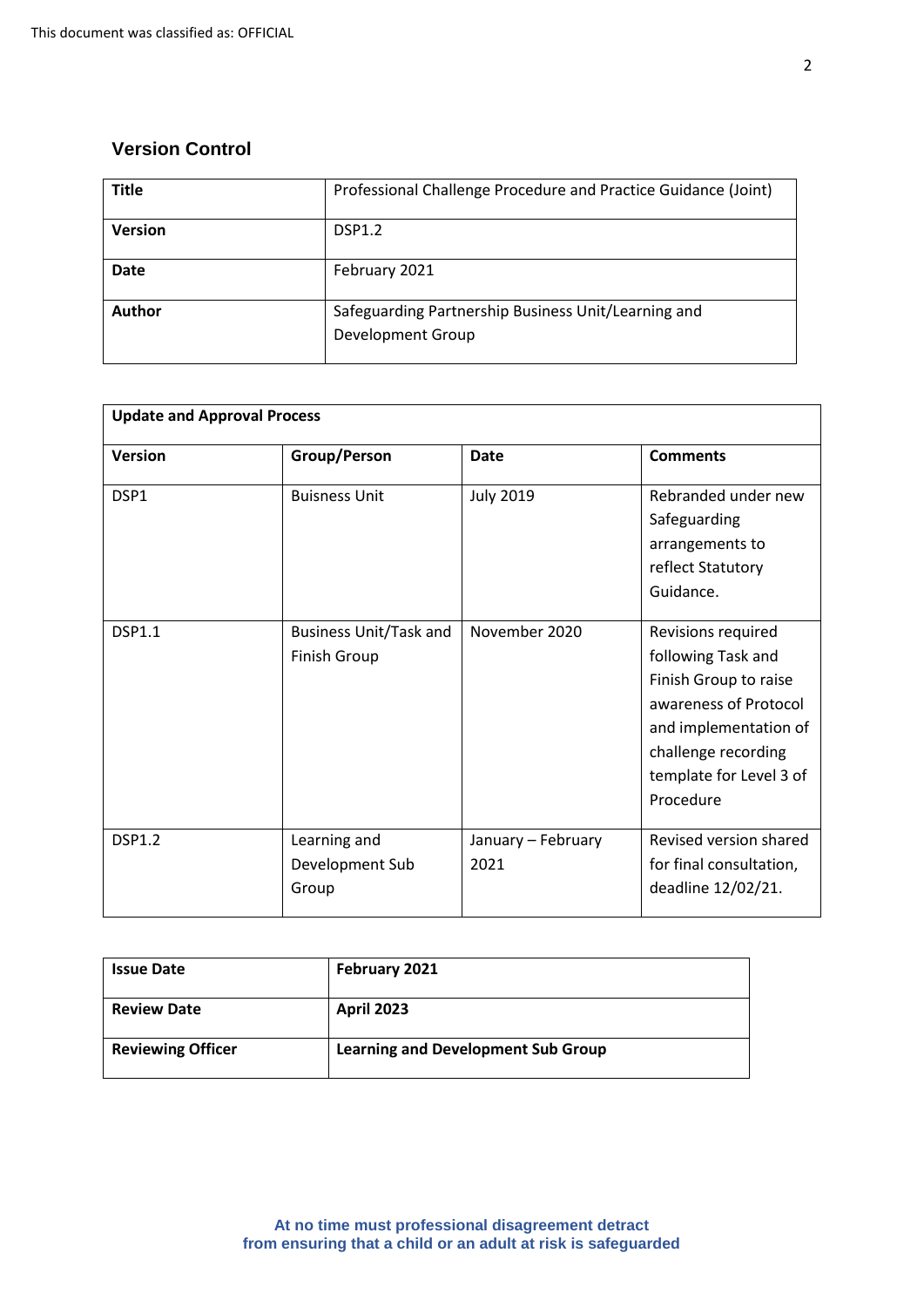## Version Control

| Title | Professional Challenge Procedure and Practice Guidance (Joint) |
|---|---|
| **Version** | DSP1.2 |
| **Date** | February 2021 |
| **Author** | Safeguarding Partnership Business Unit/Learning and Development Group |

| Update and Approval Process | | | |
|---|---|---|---|
| **Version** | **Group/Person** | **Date** | **Comments** |
| DSP1 | Buisness Unit | July 2019 | Rebranded under new Safeguarding arrangements to reflect Statutory Guidance. |
| DSP1.1 | Business Unit/Task and Finish Group | November 2020 | Revisions required following Task and Finish Group to raise awareness of Protocol and implementation of challenge recording template for Level 3 of Procedure |
| DSP1.2 | Learning and Development Sub Group | January – February 2021 | Revised version shared for final consultation, deadline 12/02/21. |

| Issue Date | February 2021 |
|---|---|
| **Review Date** | **April 2023** |
| **Reviewing Officer** | **Learning and Development Sub Group** |

**At no time must professional disagreement detract from ensuring that a child or an adult at risk is safeguarded**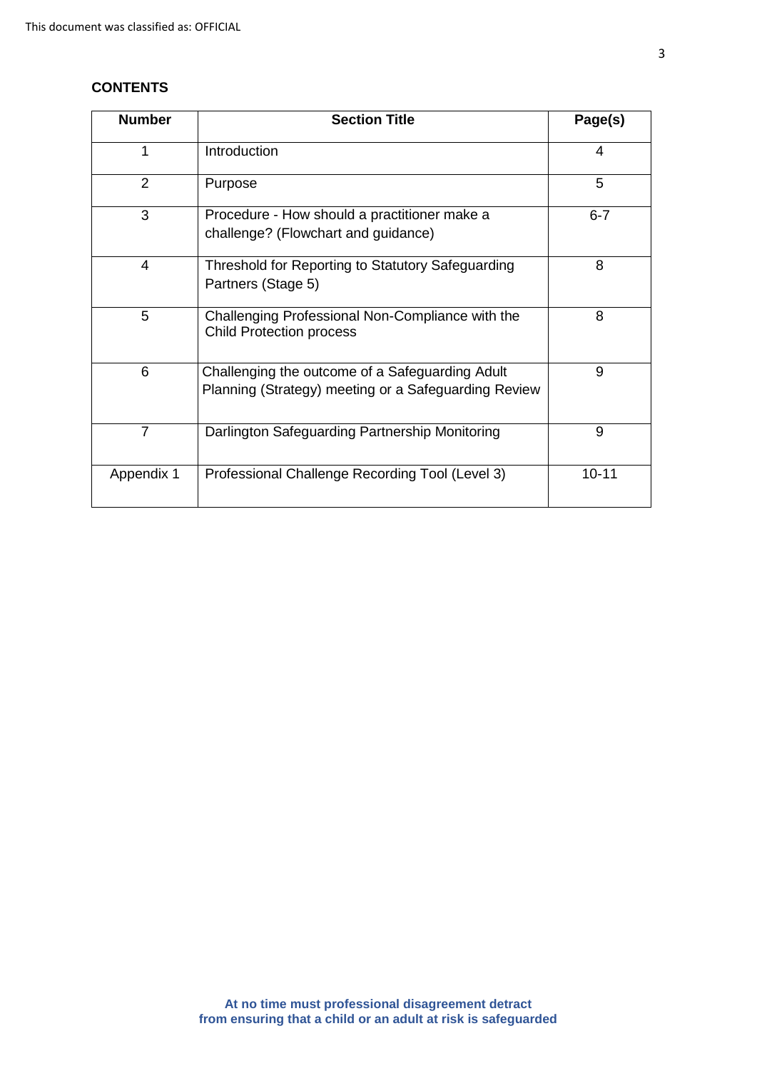This document was classified as: OFFICIAL

**CONTENTS**

| Number | Section Title | Page(s) |
|---|---|---|
| 1 | Introduction | 4 |
| 2 | Purpose | 5 |
| 3 | Procedure - How should a practitioner make a challenge? (Flowchart and guidance) | 6-7 |
| 4 | Threshold for Reporting to Statutory Safeguarding Partners (Stage 5) | 8 |
| 5 | Challenging Professional Non-Compliance with the Child Protection process | 8 |
| 6 | Challenging the outcome of a Safeguarding Adult Planning (Strategy) meeting or a Safeguarding Review | 9 |
| 7 | Darlington Safeguarding Partnership Monitoring | 9 |
| Appendix 1 | Professional Challenge Recording Tool (Level 3) | 10-11 |

**At no time must professional disagreement detract from ensuring that a child or an adult at risk is safeguarded**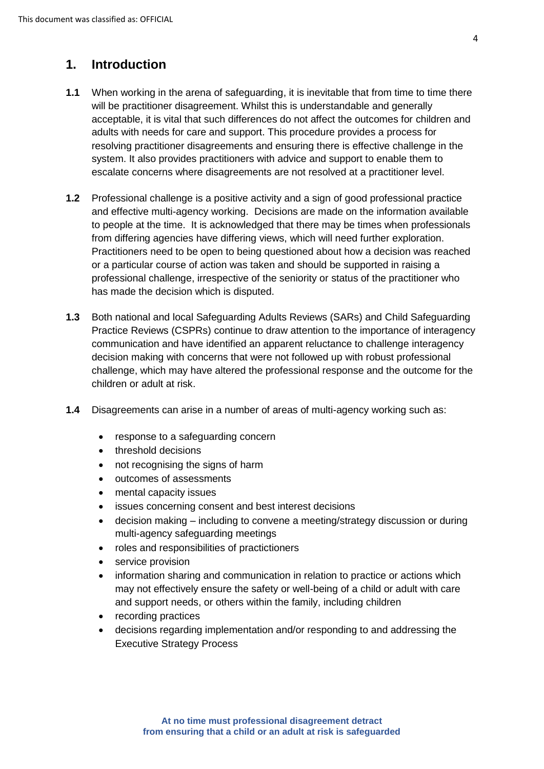## 1. Introduction

**1.1** When working in the arena of safeguarding, it is inevitable that from time to time there will be practitioner disagreement. Whilst this is understandable and generally acceptable, it is vital that such differences do not affect the outcomes for children and adults with needs for care and support. This procedure provides a process for resolving practitioner disagreements and ensuring there is effective challenge in the system. It also provides practitioners with advice and support to enable them to escalate concerns where disagreements are not resolved at a practitioner level.

**1.2** Professional challenge is a positive activity and a sign of good professional practice and effective multi-agency working. Decisions are made on the information available to people at the time. It is acknowledged that there may be times when professionals from differing agencies have differing views, which will need further exploration. Practitioners need to be open to being questioned about how a decision was reached or a particular course of action was taken and should be supported in raising a professional challenge, irrespective of the seniority or status of the practitioner who has made the decision which is disputed.

**1.3** Both national and local Safeguarding Adults Reviews (SARs) and Child Safeguarding Practice Reviews (CSPRs) continue to draw attention to the importance of interagency communication and have identified an apparent reluctance to challenge interagency decision making with concerns that were not followed up with robust professional challenge, which may have altered the professional response and the outcome for the children or adult at risk.

**1.4** Disagreements can arise in a number of areas of multi-agency working such as:

- response to a safeguarding concern
- threshold decisions
- not recognising the signs of harm
- outcomes of assessments
- mental capacity issues
- issues concerning consent and best interest decisions
- decision making – including to convene a meeting/strategy discussion or during multi-agency safeguarding meetings
- roles and responsibilities of practictioners
- service provision
- information sharing and communication in relation to practice or actions which may not effectively ensure the safety or well-being of a child or adult with care and support needs, or others within the family, including children
- recording practices
- decisions regarding implementation and/or responding to and addressing the Executive Strategy Process

**At no time must professional disagreement detract from ensuring that a child or an adult at risk is safeguarded**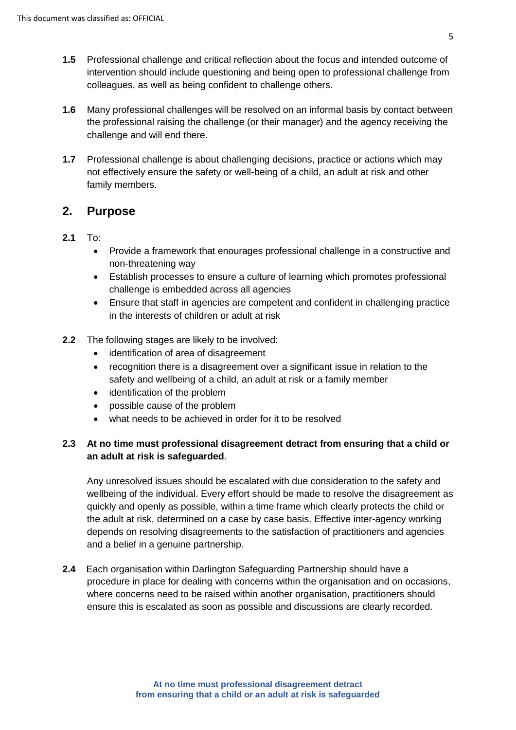**1.5** Professional challenge and critical reflection about the focus and intended outcome of intervention should include questioning and being open to professional challenge from colleagues, as well as being confident to challenge others.

**1.6** Many professional challenges will be resolved on an informal basis by contact between the professional raising the challenge (or their manager) and the agency receiving the challenge and will end there.

**1.7** Professional challenge is about challenging decisions, practice or actions which may not effectively ensure the safety or well-being of a child, an adult at risk and other family members.

## 2. Purpose

**2.1** To:

- Provide a framework that enourages professional challenge in a constructive and non-threatening way
- Establish processes to ensure a culture of learning which promotes professional challenge is embedded across all agencies
- Ensure that staff in agencies are competent and confident in challenging practice in the interests of children or adult at risk

**2.2** The following stages are likely to be involved:

- identification of area of disagreement
- recognition there is a disagreement over a significant issue in relation to the safety and wellbeing of a child, an adult at risk or a family member
- identification of the problem
- possible cause of the problem
- what needs to be achieved in order for it to be resolved

**2.3** **At no time must professional disagreement detract from ensuring that a child or an adult at risk is safeguarded**.

Any unresolved issues should be escalated with due consideration to the safety and wellbeing of the individual. Every effort should be made to resolve the disagreement as quickly and openly as possible, within a time frame which clearly protects the child or the adult at risk, determined on a case by case basis. Effective inter-agency working depends on resolving disagreements to the satisfaction of practitioners and agencies and a belief in a genuine partnership.

**2.4** Each organisation within Darlington Safeguarding Partnership should have a procedure in place for dealing with concerns within the organisation and on occasions, where concerns need to be raised within another organisation, practitioners should ensure this is escalated as soon as possible and discussions are clearly recorded.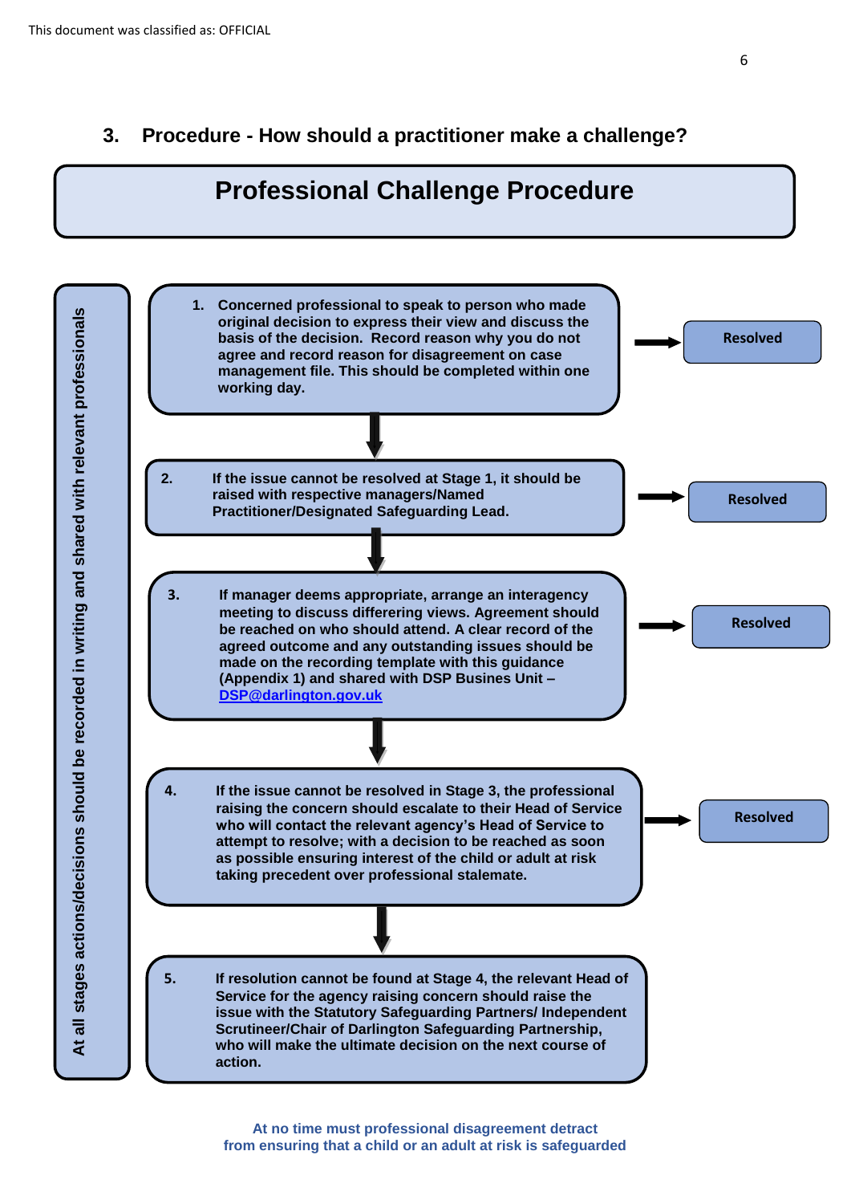This document was classified as: OFFICIAL

## 3. Procedure - How should a practitioner make a challenge?

# Professional Challenge Procedure

*At all stages actions/decisions should be recorded in writing and shared with relevant professionals*

**1. Concerned professional to speak to person who made original decision to express their view and discuss the basis of the decision. Record reason why you do not agree and record reason for disagreement on case management file. This should be completed within one working day.** → **Resolved**

↓

**2. If the issue cannot be resolved at Stage 1, it should be raised with respective managers/Named Practitioner/Designated Safeguarding Lead.** → **Resolved**

↓

**3. If manager deems appropriate, arrange an interagency meeting to discuss differering views. Agreement should be reached on who should attend. A clear record of the agreed outcome and any outstanding issues should be made on the recording template with this guidance (Appendix 1) and shared with DSP Busines Unit – [DSP@darlington.gov.uk](mailto:DSP@darlington.gov.uk)** → **Resolved**

↓

**4. If the issue cannot be resolved in Stage 3, the professional raising the concern should escalate to their Head of Service who will contact the relevant agency's Head of Service to attempt to resolve; with a decision to be reached as soon as possible ensuring interest of the child or adult at risk taking precedent over professional stalemate.** → **Resolved**

↓

**5. If resolution cannot be found at Stage 4, the relevant Head of Service for the agency raising concern should raise the issue with the Statutory Safeguarding Partners/ Independent Scrutineer/Chair of Darlington Safeguarding Partnership, who will make the ultimate decision on the next course of action.**

**At no time must professional disagreement detract from ensuring that a child or an adult at risk is safeguarded**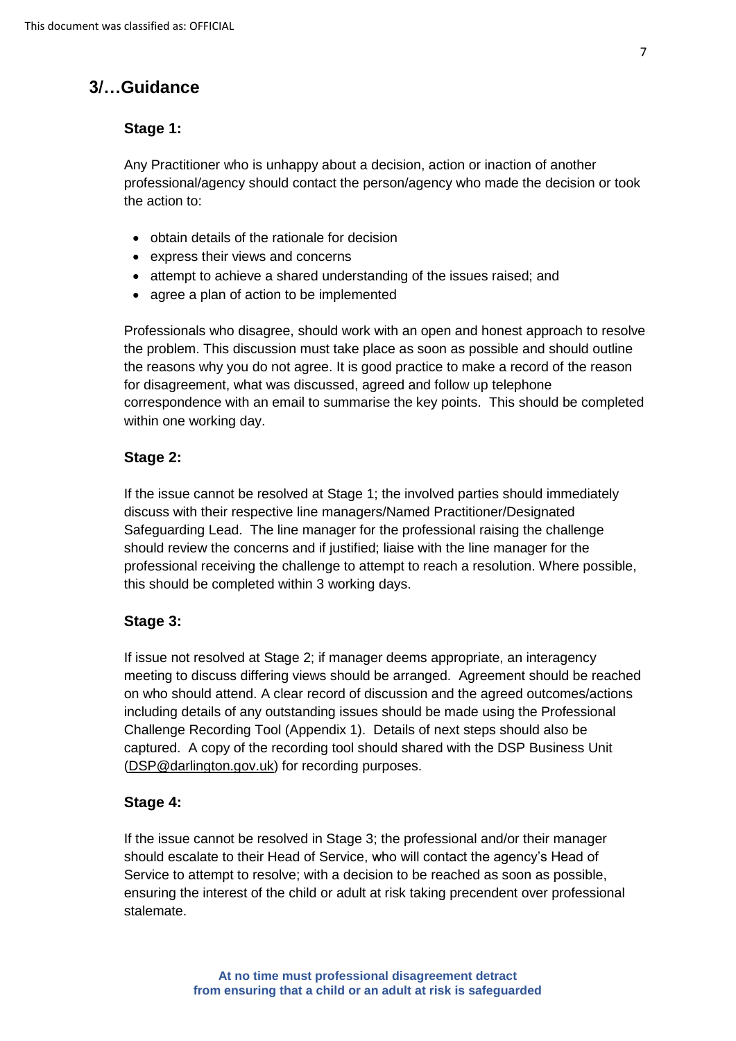## 3/…Guidance

### Stage 1:

Any Practitioner who is unhappy about a decision, action or inaction of another professional/agency should contact the person/agency who made the decision or took the action to:

- obtain details of the rationale for decision
- express their views and concerns
- attempt to achieve a shared understanding of the issues raised; and
- agree a plan of action to be implemented

Professionals who disagree, should work with an open and honest approach to resolve the problem. This discussion must take place as soon as possible and should outline the reasons why you do not agree. It is good practice to make a record of the reason for disagreement, what was discussed, agreed and follow up telephone correspondence with an email to summarise the key points. This should be completed within one working day.

### Stage 2:

If the issue cannot be resolved at Stage 1; the involved parties should immediately discuss with their respective line managers/Named Practitioner/Designated Safeguarding Lead. The line manager for the professional raising the challenge should review the concerns and if justified; liaise with the line manager for the professional receiving the challenge to attempt to reach a resolution. Where possible, this should be completed within 3 working days.

### Stage 3:

If issue not resolved at Stage 2; if manager deems appropriate, an interagency meeting to discuss differing views should be arranged. Agreement should be reached on who should attend. A clear record of discussion and the agreed outcomes/actions including details of any outstanding issues should be made using the Professional Challenge Recording Tool (Appendix 1). Details of next steps should also be captured. A copy of the recording tool should shared with the DSP Business Unit (DSP@darlington.gov.uk) for recording purposes.

### Stage 4:

If the issue cannot be resolved in Stage 3; the professional and/or their manager should escalate to their Head of Service, who will contact the agency's Head of Service to attempt to resolve; with a decision to be reached as soon as possible, ensuring the interest of the child or adult at risk taking precendent over professional stalemate.

**At no time must professional disagreement detract from ensuring that a child or an adult at risk is safeguarded**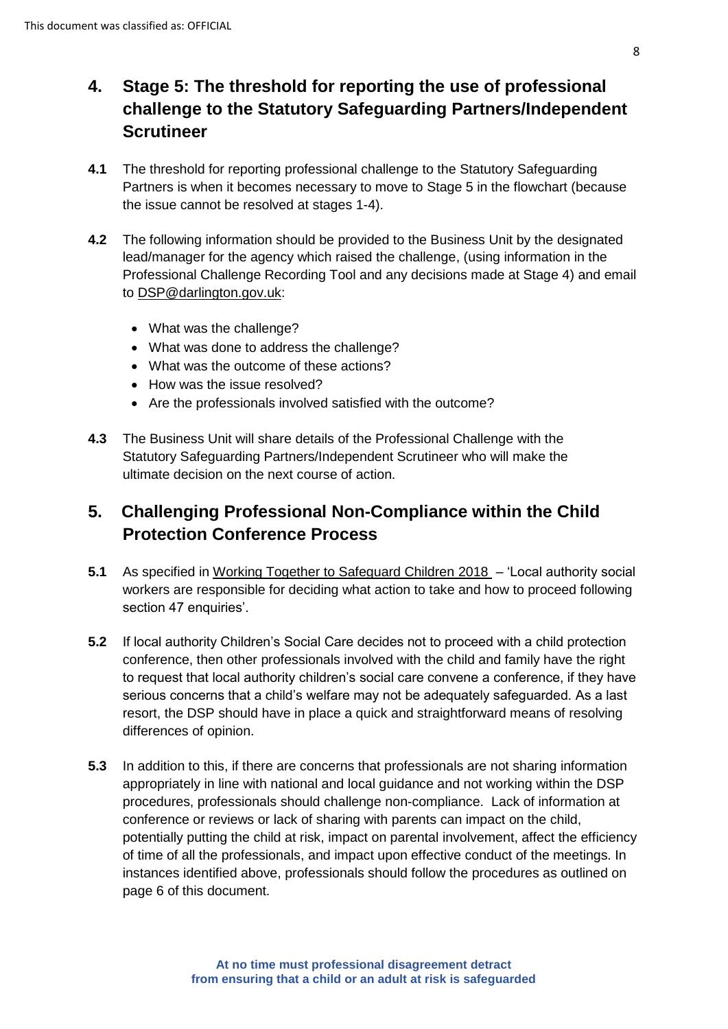## 4. Stage 5: The threshold for reporting the use of professional challenge to the Statutory Safeguarding Partners/Independent Scrutineer

**4.1** The threshold for reporting professional challenge to the Statutory Safeguarding Partners is when it becomes necessary to move to Stage 5 in the flowchart (because the issue cannot be resolved at stages 1-4).

**4.2** The following information should be provided to the Business Unit by the designated lead/manager for the agency which raised the challenge, (using information in the Professional Challenge Recording Tool and any decisions made at Stage 4) and email to DSP@darlington.gov.uk:

- What was the challenge?
- What was done to address the challenge?
- What was the outcome of these actions?
- How was the issue resolved?
- Are the professionals involved satisfied with the outcome?

**4.3** The Business Unit will share details of the Professional Challenge with the Statutory Safeguarding Partners/Independent Scrutineer who will make the ultimate decision on the next course of action.

## 5. Challenging Professional Non-Compliance within the Child Protection Conference Process

**5.1** As specified in Working Together to Safeguard Children 2018 – 'Local authority social workers are responsible for deciding what action to take and how to proceed following section 47 enquiries'.

**5.2** If local authority Children's Social Care decides not to proceed with a child protection conference, then other professionals involved with the child and family have the right to request that local authority children's social care convene a conference, if they have serious concerns that a child's welfare may not be adequately safeguarded. As a last resort, the DSP should have in place a quick and straightforward means of resolving differences of opinion.

**5.3** In addition to this, if there are concerns that professionals are not sharing information appropriately in line with national and local guidance and not working within the DSP procedures, professionals should challenge non-compliance. Lack of information at conference or reviews or lack of sharing with parents can impact on the child, potentially putting the child at risk, impact on parental involvement, affect the efficiency of time of all the professionals, and impact upon effective conduct of the meetings. In instances identified above, professionals should follow the procedures as outlined on page 6 of this document.

**At no time must professional disagreement detract from ensuring that a child or an adult at risk is safeguarded**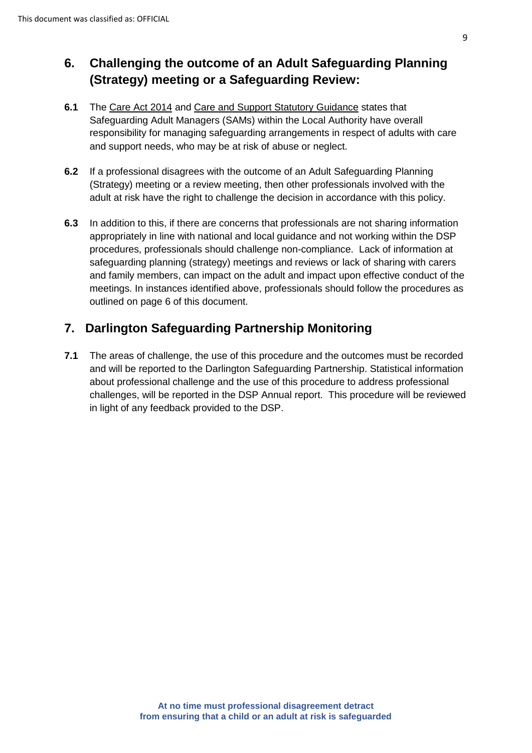## 6. Challenging the outcome of an Adult Safeguarding Planning (Strategy) meeting or a Safeguarding Review:

**6.1** The Care Act 2014 and Care and Support Statutory Guidance states that Safeguarding Adult Managers (SAMs) within the Local Authority have overall responsibility for managing safeguarding arrangements in respect of adults with care and support needs, who may be at risk of abuse or neglect.

**6.2** If a professional disagrees with the outcome of an Adult Safeguarding Planning (Strategy) meeting or a review meeting, then other professionals involved with the adult at risk have the right to challenge the decision in accordance with this policy.

**6.3** In addition to this, if there are concerns that professionals are not sharing information appropriately in line with national and local guidance and not working within the DSP procedures, professionals should challenge non-compliance. Lack of information at safeguarding planning (strategy) meetings and reviews or lack of sharing with carers and family members, can impact on the adult and impact upon effective conduct of the meetings. In instances identified above, professionals should follow the procedures as outlined on page 6 of this document.

## 7. Darlington Safeguarding Partnership Monitoring

**7.1** The areas of challenge, the use of this procedure and the outcomes must be recorded and will be reported to the Darlington Safeguarding Partnership. Statistical information about professional challenge and the use of this procedure to address professional challenges, will be reported in the DSP Annual report. This procedure will be reviewed in light of any feedback provided to the DSP.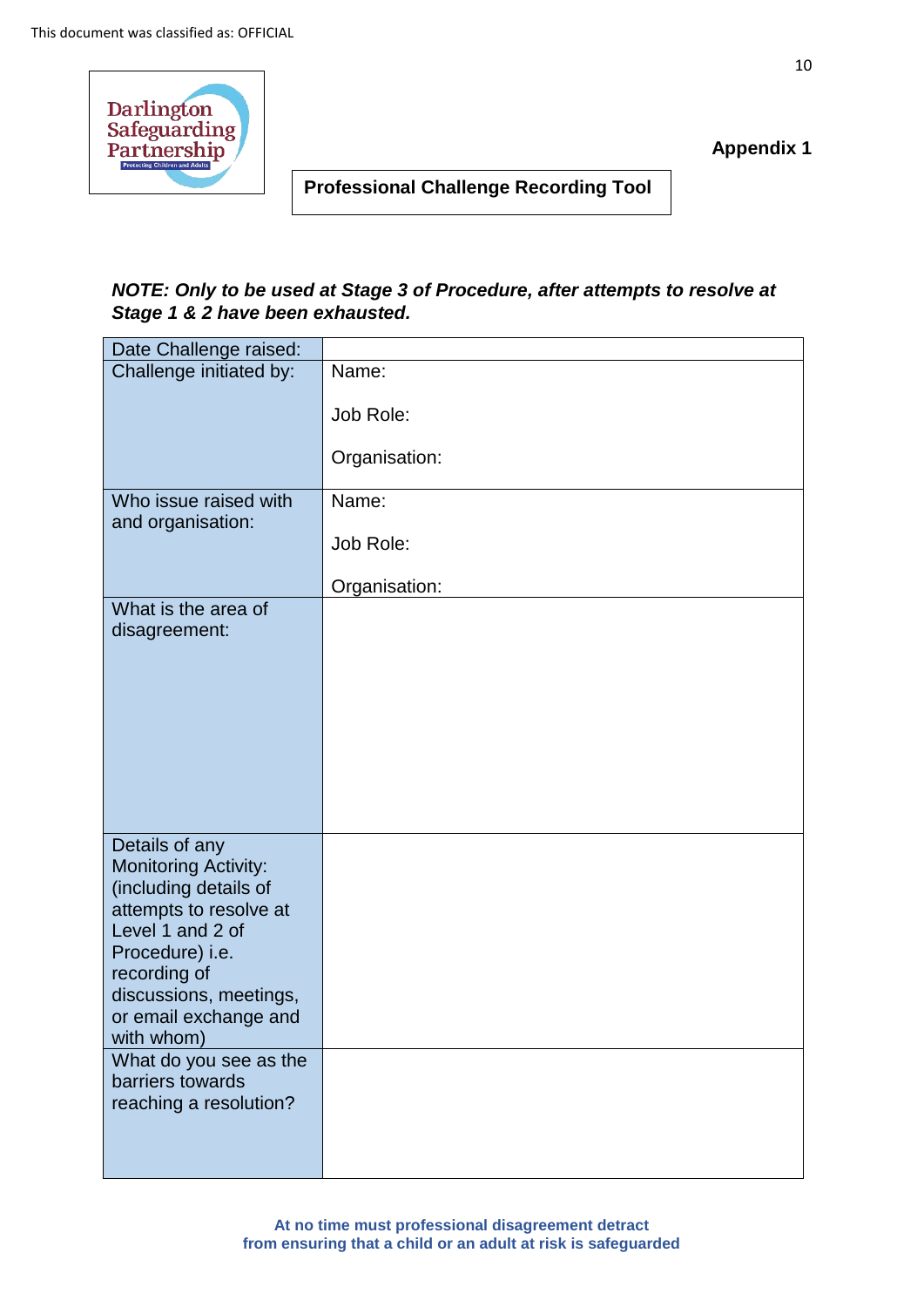This document was classified as: OFFICIAL

Darlington Safeguarding Partnership
Protecting Children and Adults

**Appendix 1**

## Professional Challenge Recording Tool

***NOTE: Only to be used at Stage 3 of Procedure, after attempts to resolve at Stage 1 & 2 have been exhausted.***

| | |
|---|---|
| Date Challenge raised: | |
| Challenge initiated by: | Name:<br><br>Job Role:<br><br>Organisation: |
| Who issue raised with and organisation: | Name:<br><br>Job Role:<br><br>Organisation: |
| What is the area of disagreement: | |
| Details of any Monitoring Activity: (including details of attempts to resolve at Level 1 and 2 of Procedure) i.e. recording of discussions, meetings, or email exchange and with whom) | |
| What do you see as the barriers towards reaching a resolution? | |

**At no time must professional disagreement detract from ensuring that a child or an adult at risk is safeguarded**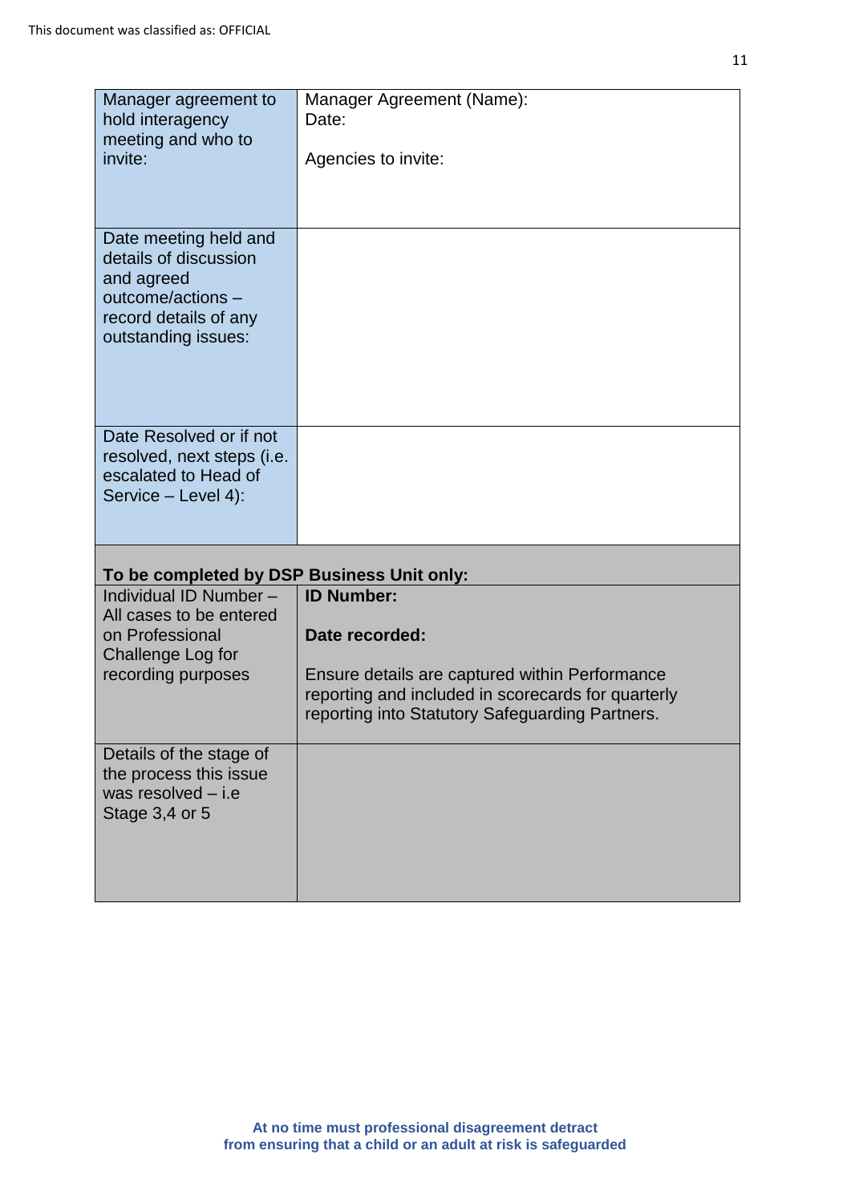| | |
|---|---|
| Manager agreement to hold interagency meeting and who to invite: | Manager Agreement (Name):<br>Date:<br><br>Agencies to invite: |
| Date meeting held and details of discussion and agreed outcome/actions – record details of any outstanding issues: | |
| Date Resolved or if not resolved, next steps (i.e. escalated to Head of Service – Level 4): | |
| **To be completed by DSP Business Unit only:** | |
| Individual ID Number – All cases to be entered on Professional Challenge Log for recording purposes | **ID Number:**<br><br>**Date recorded:**<br><br>Ensure details are captured within Performance reporting and included in scorecards for quarterly reporting into Statutory Safeguarding Partners. |
| Details of the stage of the process this issue was resolved – i.e Stage 3,4 or 5 | |

**At no time must professional disagreement detract from ensuring that a child or an adult at risk is safeguarded**